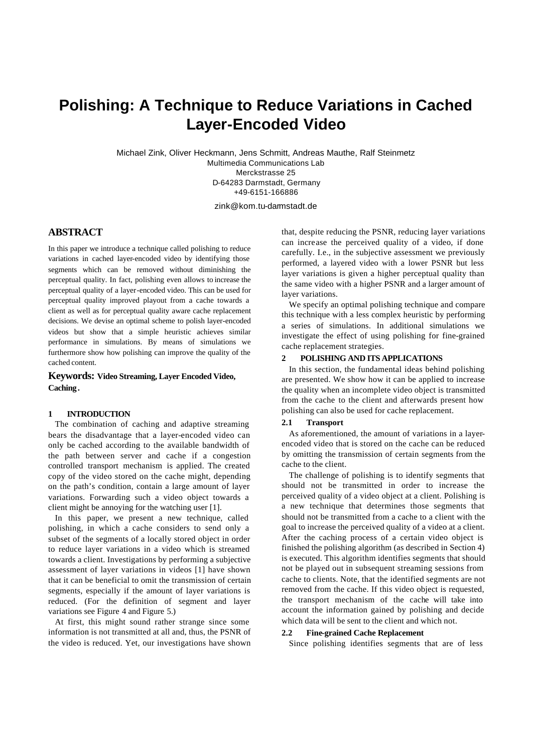# Polishing: A Technique to Reduce Variations in Cached Layer-Encoded Video

Michael Zink, Oliver Heckmann, Jens Schmitt, Andreas Mauthe, Ralf Steinmetz
Multimedia Communications Lab
Merckstrasse 25
D-64283 Darmstadt, Germany
+49-6151-166886

zink@kom.tu-darmstadt.de

## ABSTRACT

In this paper we introduce a technique called polishing to reduce variations in cached layer-encoded video by identifying those segments which can be removed without diminishing the perceptual quality. In fact, polishing even allows to increase the perceptual quality of a layer-encoded video. This can be used for perceptual quality improved playout from a cache towards a client as well as for perceptual quality aware cache replacement decisions. We devise an optimal scheme to polish layer-encoded videos but show that a simple heuristic achieves similar performance in simulations. By means of simulations we furthermore show how polishing can improve the quality of the cached content.

**Keywords: Video Streaming, Layer Encoded Video, Caching.**

## 1 INTRODUCTION

The combination of caching and adaptive streaming bears the disadvantage that a layer-encoded video can only be cached according to the available bandwidth of the path between server and cache if a congestion controlled transport mechanism is applied. The created copy of the video stored on the cache might, depending on the path's condition, contain a large amount of layer variations. Forwarding such a video object towards a client might be annoying for the watching user [1].

In this paper, we present a new technique, called polishing, in which a cache considers to send only a subset of the segments of a locally stored object in order to reduce layer variations in a video which is streamed towards a client. Investigations by performing a subjective assessment of layer variations in videos [1] have shown that it can be beneficial to omit the transmission of certain segments, especially if the amount of layer variations is reduced. (For the definition of segment and layer variations see Figure 4 and Figure 5.)

At first, this might sound rather strange since some information is not transmitted at all and, thus, the PSNR of the video is reduced. Yet, our investigations have shown that, despite reducing the PSNR, reducing layer variations can increase the perceived quality of a video, if done carefully. I.e., in the subjective assessment we previously performed, a layered video with a lower PSNR but less layer variations is given a higher perceptual quality than the same video with a higher PSNR and a larger amount of layer variations.

We specify an optimal polishing technique and compare this technique with a less complex heuristic by performing a series of simulations. In additional simulations we investigate the effect of using polishing for fine-grained cache replacement strategies.

## 2 POLISHING AND ITS APPLICATIONS

In this section, the fundamental ideas behind polishing are presented. We show how it can be applied to increase the quality when an incomplete video object is transmitted from the cache to the client and afterwards present how polishing can also be used for cache replacement.

### 2.1 Transport

As aforementioned, the amount of variations in a layer-encoded video that is stored on the cache can be reduced by omitting the transmission of certain segments from the cache to the client.

The challenge of polishing is to identify segments that should not be transmitted in order to increase the perceived quality of a video object at a client. Polishing is a new technique that determines those segments that should not be transmitted from a cache to a client with the goal to increase the perceived quality of a video at a client. After the caching process of a certain video object is finished the polishing algorithm (as described in Section 4) is executed. This algorithm identifies segments that should not be played out in subsequent streaming sessions from cache to clients. Note, that the identified segments are not removed from the cache. If this video object is requested, the transport mechanism of the cache will take into account the information gained by polishing and decide which data will be sent to the client and which not.

### 2.2 Fine-grained Cache Replacement

Since polishing identifies segments that are of less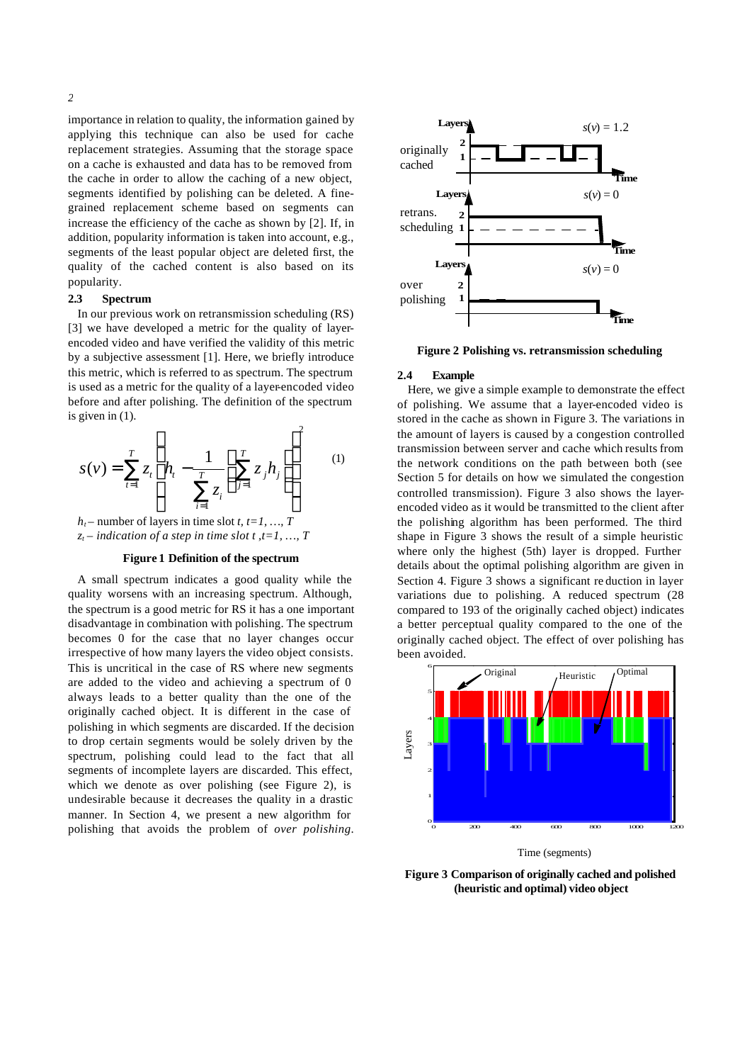importance in relation to quality, the information gained by applying this technique can also be used for cache replacement strategies. Assuming that the storage space on a cache is exhausted and data has to be removed from the cache in order to allow the caching of a new object, segments identified by polishing can be deleted. A fine-grained replacement scheme based on segments can increase the efficiency of the cache as shown by [2]. If, in addition, popularity information is taken into account, e.g., segments of the least popular object are deleted first, the quality of the cached content is also based on its popularity.

### 2.3 Spectrum

In our previous work on retransmission scheduling (RS) [3] we have developed a metric for the quality of layer-encoded video and have verified the validity of this metric by a subjective assessment [1]. Here, we briefly introduce this metric, which is referred to as spectrum. The spectrum is used as a metric for the quality of a layer-encoded video before and after polishing. The definition of the spectrum is given in (1).

$$s(v) = \sum_{t=1}^{T} z_t \left( h_t - \frac{1}{\sum_{i=1}^{T} z_i} \left( \sum_{j=1}^{T} z_j h_j \right) \right)^2 \quad (1)$$

$h_t$ – number of layers in time slot $t$, $t=1, \ldots, T$

$z_t$ – *indication of a step in time slot* $t$ ,$t=1, \ldots, T$

**Figure 1 Definition of the spectrum**

A small spectrum indicates a good quality while the quality worsens with an increasing spectrum. Although, the spectrum is a good metric for RS it has a one important disadvantage in combination with polishing. The spectrum becomes 0 for the case that no layer changes occur irrespective of how many layers the video object consists. This is uncritical in the case of RS where new segments are added to the video and achieving a spectrum of 0 always leads to a better quality than the one of the originally cached object. It is different in the case of polishing in which segments are discarded. If the decision to drop certain segments would be solely driven by the spectrum, polishing could lead to the fact that all segments of incomplete layers are discarded. This effect, which we denote as over polishing (see Figure 2), is undesirable because it decreases the quality in a drastic manner. In Section 4, we present a new algorithm for polishing that avoids the problem of *over polishing*.

**Figure 2 Polishing vs. retransmission scheduling**

### 2.4 Example

Here, we give a simple example to demonstrate the effect of polishing. We assume that a layer-encoded video is stored in the cache as shown in Figure 3. The variations in the amount of layers is caused by a congestion controlled transmission between server and cache which results from the network conditions on the path between both (see Section 5 for details on how we simulated the congestion controlled transmission). Figure 3 also shows the layer-encoded video as it would be transmitted to the client after the polishing algorithm has been performed. The third shape in Figure 3 shows the result of a simple heuristic where only the highest (5th) layer is dropped. Further details about the optimal polishing algorithm are given in Section 4. Figure 3 shows a significant reduction in layer variations due to polishing. A reduced spectrum (28 compared to 193 of the originally cached object) indicates a better perceptual quality compared to the one of the originally cached object. The effect of over polishing has been avoided.

**Figure 3 Comparison of originally cached and polished (heuristic and optimal) video object**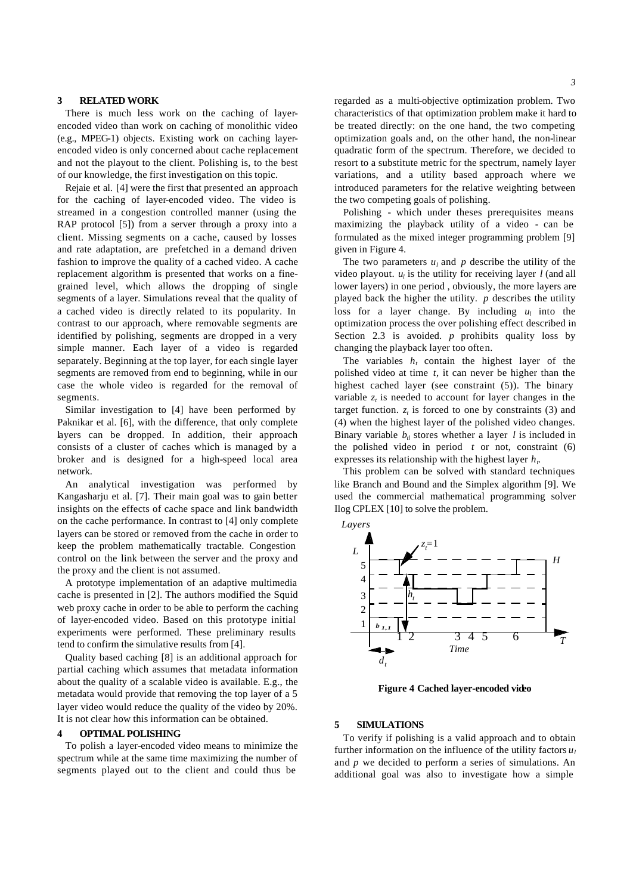## 3 RELATED WORK

There is much less work on the caching of layer-encoded video than work on caching of monolithic video (e.g., MPEG-1) objects. Existing work on caching layer-encoded video is only concerned about cache replacement and not the playout to the client. Polishing is, to the best of our knowledge, the first investigation on this topic.

Rejaie et al. [4] were the first that presented an approach for the caching of layer-encoded video. The video is streamed in a congestion controlled manner (using the RAP protocol [5]) from a server through a proxy into a client. Missing segments on a cache, caused by losses and rate adaptation, are prefetched in a demand driven fashion to improve the quality of a cached video. A cache replacement algorithm is presented that works on a fine-grained level, which allows the dropping of single segments of a layer. Simulations reveal that the quality of a cached video is directly related to its popularity. In contrast to our approach, where removable segments are identified by polishing, segments are dropped in a very simple manner. Each layer of a video is regarded separately. Beginning at the top layer, for each single layer segments are removed from end to beginning, while in our case the whole video is regarded for the removal of segments.

Similar investigation to [4] have been performed by Paknikar et al. [6], with the difference, that only complete layers can be dropped. In addition, their approach consists of a cluster of caches which is managed by a broker and is designed for a high-speed local area network.

An analytical investigation was performed by Kangasharju et al. [7]. Their main goal was to gain better insights on the effects of cache space and link bandwidth on the cache performance. In contrast to [4] only complete layers can be stored or removed from the cache in order to keep the problem mathematically tractable. Congestion control on the link between the server and the proxy and the proxy and the client is not assumed.

A prototype implementation of an adaptive multimedia cache is presented in [2]. The authors modified the Squid web proxy cache in order to be able to perform the caching of layer-encoded video. Based on this prototype initial experiments were performed. These preliminary results tend to confirm the simulative results from [4].

Quality based caching [8] is an additional approach for partial caching which assumes that metadata information about the quality of a scalable video is available. E.g., the metadata would provide that removing the top layer of a 5 layer video would reduce the quality of the video by 20%. It is not clear how this information can be obtained.

## 4 OPTIMAL POLISHING

To polish a layer-encoded video means to minimize the spectrum while at the same time maximizing the number of segments played out to the client and could thus be regarded as a multi-objective optimization problem. Two characteristics of that optimization problem make it hard to be treated directly: on the one hand, the two competing optimization goals and, on the other hand, the non-linear quadratic form of the spectrum. Therefore, we decided to resort to a substitute metric for the spectrum, namely layer variations, and a utility based approach where we introduced parameters for the relative weighting between the two competing goals of polishing.

Polishing - which under theses prerequisites means maximizing the playback utility of a video - can be formulated as the mixed integer programming problem [9] given in Figure 4.

The two parameters $u_l$ and $p$ describe the utility of the video playout. $u_l$ is the utility for receiving layer $l$ (and all lower layers) in one period , obviously, the more layers are played back the higher the utility. $p$ describes the utility loss for a layer change. By including $u_l$ into the optimization process the over polishing effect described in Section 2.3 is avoided. $p$ prohibits quality loss by changing the playback layer too often.

The variables $h_t$ contain the highest layer of the polished video at time $t$, it can never be higher than the highest cached layer (see constraint (5)). The binary variable $z_t$ is needed to account for layer changes in the target function. $z_t$ is forced to one by constraints (3) and (4) when the highest layer of the polished video changes. Binary variable $b_{tl}$ stores whether a layer $l$ is included in the polished video in period $t$ or not, constraint (6) expresses its relationship with the highest layer $h_t$.

This problem can be solved with standard techniques like Branch and Bound and the Simplex algorithm [9]. We used the commercial mathematical programming solver Ilog CPLEX [10] to solve the problem.

**Figure 4 Cached layer-encoded video**

## 5 SIMULATIONS

To verify if polishing is a valid approach and to obtain further information on the influence of the utility factors $u_l$ and $p$ we decided to perform a series of simulations. An additional goal was also to investigate how a simple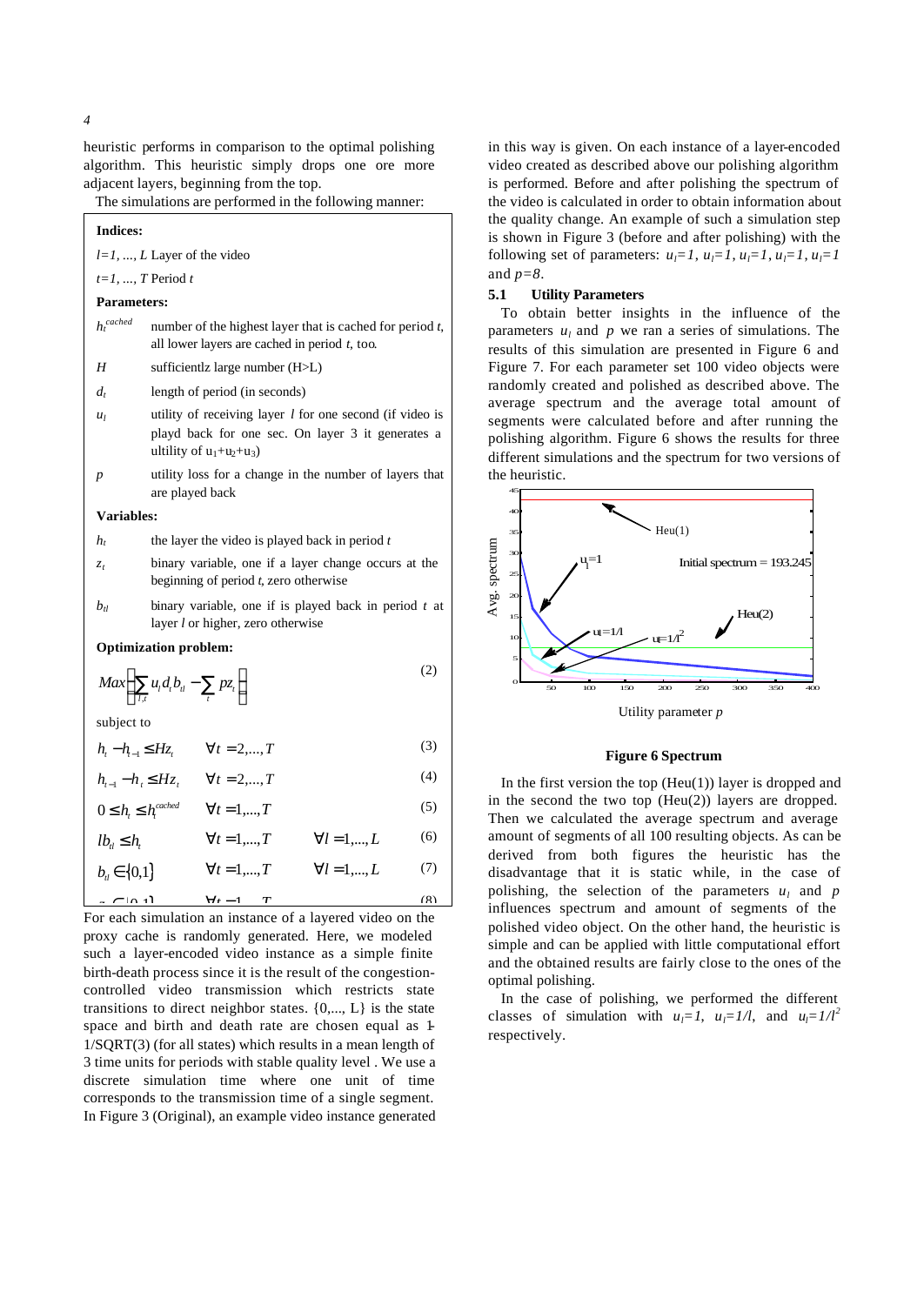heuristic performs in comparison to the optimal polishing algorithm. This heuristic simply drops one ore more adjacent layers, beginning from the top.

The simulations are performed in the following manner:

**Indices:**

$l=1, ..., L$ Layer of the video

$t=1, ..., T$ Period $t$

**Parameters:**

- $h_t^{cached}$ number of the highest layer that is cached for period $t$, all lower layers are cached in period $t$, too.
- $H$ sufficientlz large number (H>L)
- $d_t$ length of period (in seconds)
- $u_l$ utility of receiving layer $l$ for one second (if video is playd back for one sec. On layer 3 it generates a ultility of $u_1+u_2+u_3$)
- $p$ utility loss for a change in the number of layers that are played back

**Variables:**

- $h_t$ the layer the video is played back in period $t$
- $z_t$ binary variable, one if a layer change occurs at the beginning of period $t$, zero otherwise
- $b_{tl}$ binary variable, one if is played back in period $t$ at layer $l$ or higher, zero otherwise

**Optimization problem:**

$$Max\left(\sum_{l,t} u_l d_t b_{tl} - \sum_t p z_t\right) \quad (2)$$

subject to

$$h_t - h_{t-1} \leq H z_t \qquad \forall t = 2,...,T \quad (3)$$

$$h_{t-1} - h_t \leq H z_t \qquad \forall t = 2,...,T \quad (4)$$

$$0 \leq h_t \leq h_t^{cached} \qquad \forall t = 1,...,T \quad (5)$$

$$l b_{tl} \leq h_t \qquad \forall t = 1,...,T \qquad \forall l = 1,...,L \quad (6)$$

$$b_{tl} \in \{0,1\} \qquad \forall t = 1,...,T \qquad \forall l = 1,...,L \quad (7)$$

$$z_t \in \{0,1\} \qquad \forall t = 1,...,T \quad (8)$$

For each simulation an instance of a layered video on the proxy cache is randomly generated. Here, we modeled such a layer-encoded video instance as a simple finite birth-death process since it is the result of the congestion-controlled video transmission which restricts state transitions to direct neighbor states. {0,..., L} is the state space and birth and death rate are chosen equal as 1-1/SQRT(3) (for all states) which results in a mean length of 3 time units for periods with stable quality level . We use a discrete simulation time where one unit of time corresponds to the transmission time of a single segment. In Figure 3 (Original), an example video instance generated in this way is given. On each instance of a layer-encoded video created as described above our polishing algorithm is performed. Before and after polishing the spectrum of the video is calculated in order to obtain information about the quality change. An example of such a simulation step is shown in Figure 3 (before and after polishing) with the following set of parameters: $u_l=1$, $u_l=1$, $u_l=1$, $u_l=1$, $u_l=1$ and $p=8$.

### 5.1 Utility Parameters

To obtain better insights in the influence of the parameters $u_l$ and $p$ we ran a series of simulations. The results of this simulation are presented in Figure 6 and Figure 7. For each parameter set 100 video objects were randomly created and polished as described above. The average spectrum and the average total amount of segments were calculated before and after running the polishing algorithm. Figure 6 shows the results for three different simulations and the spectrum for two versions of the heuristic.

**Figure 6 Spectrum**

In the first version the top (Heu(1)) layer is dropped and in the second the two top (Heu(2)) layers are dropped. Then we calculated the average spectrum and average amount of segments of all 100 resulting objects. As can be derived from both figures the heuristic has the disadvantage that it is static while, in the case of polishing, the selection of the parameters $u_l$ and $p$ influences spectrum and amount of segments of the polished video object. On the other hand, the heuristic is simple and can be applied with little computational effort and the obtained results are fairly close to the ones of the optimal polishing.

In the case of polishing, we performed the different classes of simulation with $u_l=1$, $u_l=1/l$, and $u_l=1/l^2$ respectively.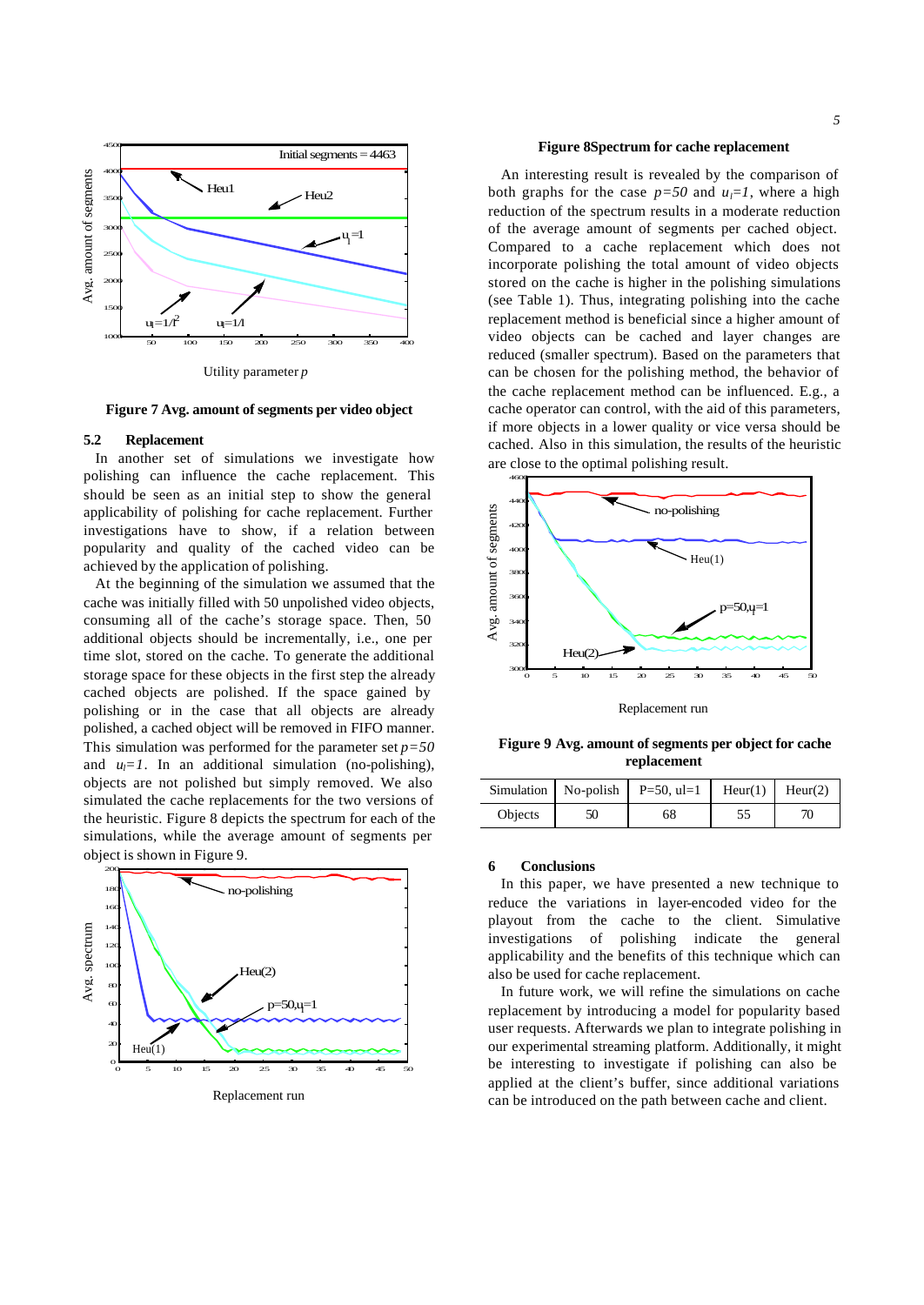Utility parameter $p$

**Figure 7 Avg. amount of segments per video object**

### 5.2 Replacement

In another set of simulations we investigate how polishing can influence the cache replacement. This should be seen as an initial step to show the general applicability of polishing for cache replacement. Further investigations have to show, if a relation between popularity and quality of the cached video can be achieved by the application of polishing.

At the beginning of the simulation we assumed that the cache was initially filled with 50 unpolished video objects, consuming all of the cache's storage space. Then, 50 additional objects should be incrementally, i.e., one per time slot, stored on the cache. To generate the additional storage space for these objects in the first step the already cached objects are polished. If the space gained by polishing or in the case that all objects are already polished, a cached object will be removed in FIFO manner. This simulation was performed for the parameter set $p=50$ and $u_l=1$. In an additional simulation (no-polishing), objects are not polished but simply removed. We also simulated the cache replacements for the two versions of the heuristic. Figure 8 depicts the spectrum for each of the simulations, while the average amount of segments per object is shown in Figure 9.

Replacement run

**Figure 8Spectrum for cache replacement**

An interesting result is revealed by the comparison of both graphs for the case $p=50$ and $u_l=1$, where a high reduction of the spectrum results in a moderate reduction of the average amount of segments per cached object. Compared to a cache replacement which does not incorporate polishing the total amount of video objects stored on the cache is higher in the polishing simulations (see Table 1). Thus, integrating polishing into the cache replacement method is beneficial since a higher amount of video objects can be cached and layer changes are reduced (smaller spectrum). Based on the parameters that can be chosen for the polishing method, the behavior of the cache replacement method can be influenced. E.g., a cache operator can control, with the aid of this parameters, if more objects in a lower quality or vice versa should be cached. Also in this simulation, the results of the heuristic are close to the optimal polishing result.

Replacement run

**Figure 9 Avg. amount of segments per object for cache replacement**

| Simulation | No-polish | P=50, ul=1 | Heur(1) | Heur(2) |
|---|---|---|---|---|
| Objects | 50 | 68 | 55 | 70 |

### 6 Conclusions

In this paper, we have presented a new technique to reduce the variations in layer-encoded video for the playout from the cache to the client. Simulative investigations of polishing indicate the general applicability and the benefits of this technique which can also be used for cache replacement.

In future work, we will refine the simulations on cache replacement by introducing a model for popularity based user requests. Afterwards we plan to integrate polishing in our experimental streaming platform. Additionally, it might be interesting to investigate if polishing can also be applied at the client's buffer, since additional variations can be introduced on the path between cache and client.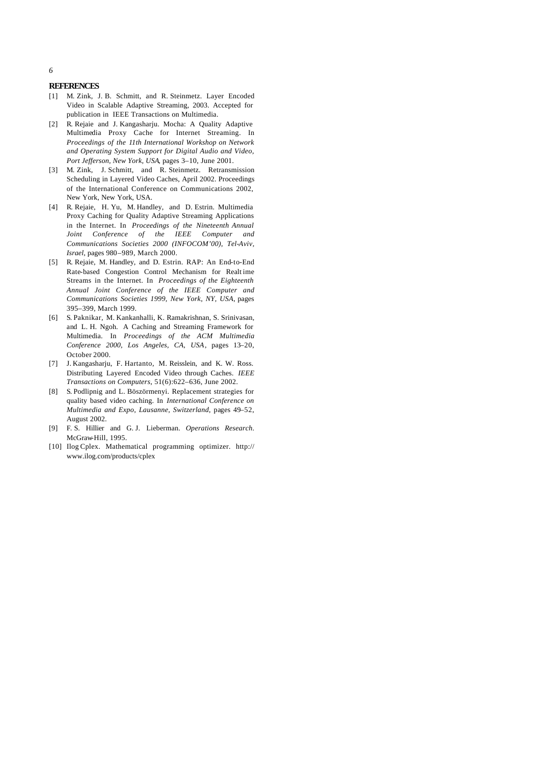## REFERENCES

[1] M. Zink, J. B. Schmitt, and R. Steinmetz. Layer Encoded Video in Scalable Adaptive Streaming, 2003. Accepted for publication in IEEE Transactions on Multimedia.

[2] R. Rejaie and J. Kangasharju. Mocha: A Quality Adaptive Multimedia Proxy Cache for Internet Streaming. In *Proceedings of the 11th International Workshop on Network and Operating System Support for Digital Audio and Video, Port Jefferson, New York, USA*, pages 3–10, June 2001.

[3] M. Zink, J. Schmitt, and R. Steinmetz. Retransmission Scheduling in Layered Video Caches, April 2002. Proceedings of the International Conference on Communications 2002, New York, New York, USA.

[4] R. Rejaie, H. Yu, M. Handley, and D. Estrin. Multimedia Proxy Caching for Quality Adaptive Streaming Applications in the Internet. In *Proceedings of the Nineteenth Annual Joint Conference of the IEEE Computer and Communications Societies 2000 (INFOCOM'00), Tel-Aviv, Israel*, pages 980–989, March 2000.

[5] R. Rejaie, M. Handley, and D. Estrin. RAP: An End-to-End Rate-based Congestion Control Mechanism for Realtime Streams in the Internet. In *Proceedings of the Eighteenth Annual Joint Conference of the IEEE Computer and Communications Societies 1999, New York, NY, USA*, pages 395–399, March 1999.

[6] S. Paknikar, M. Kankanhalli, K. Ramakrishnan, S. Srinivasan, and L. H. Ngoh. A Caching and Streaming Framework for Multimedia. In *Proceedings of the ACM Multimedia Conference 2000, Los Angeles, CA, USA*, pages 13–20, October 2000.

[7] J. Kangasharju, F. Hartanto, M. Reisslein, and K. W. Ross. Distributing Layered Encoded Video through Caches. *IEEE Transactions on Computers*, 51(6):622–636, June 2002.

[8] S. Podlipnig and L. Böszörmenyi. Replacement strategies for quality based video caching. In *International Conference on Multimedia and Expo, Lausanne, Switzerland*, pages 49–52, August 2002.

[9] F. S. Hillier and G. J. Lieberman. *Operations Research*. McGraw-Hill, 1995.

[10] Ilog Cplex. Mathematical programming optimizer. http:// www.ilog.com/products/cplex